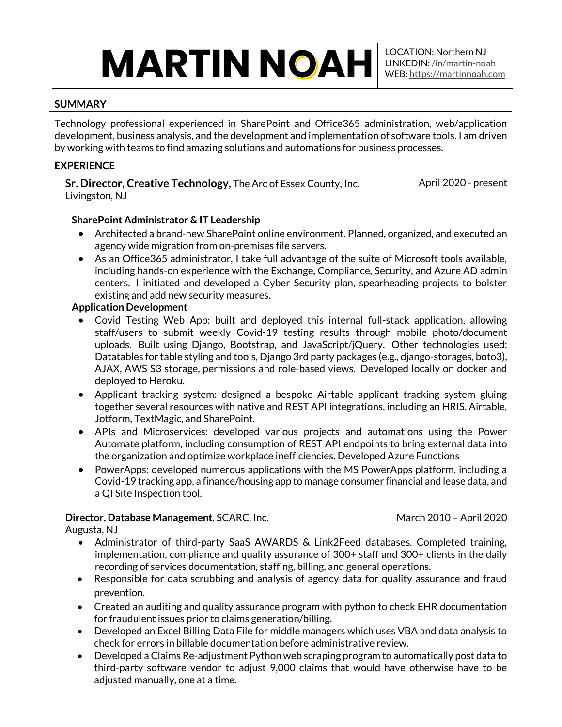# MARTIN NOAH

LOCATION: Northern NJ
LINKEDIN: /in/martin-noah
WEB: https://martinnoah.com

## SUMMARY

Technology professional experienced in SharePoint and Office365 administration, web/application development, business analysis, and the development and implementation of software tools. I am driven by working with teams to find amazing solutions and automations for business processes.

## EXPERIENCE

**Sr. Director, Creative Technology**, The Arc of Essex County, Inc. — April 2020 - present
Livingston, NJ

**SharePoint Administrator & IT Leadership**

- Architected a brand-new SharePoint online environment. Planned, organized, and executed an agency wide migration from on-premises file servers.
- As an Office365 administrator, I take full advantage of the suite of Microsoft tools available, including hands-on experience with the Exchange, Compliance, Security, and Azure AD admin centers. I initiated and developed a Cyber Security plan, spearheading projects to bolster existing and add new security measures.

**Application Development**

- Covid Testing Web App: built and deployed this internal full-stack application, allowing staff/users to submit weekly Covid-19 testing results through mobile photo/document uploads. Built using Django, Bootstrap, and JavaScript/jQuery. Other technologies used: Datatables for table styling and tools, Django 3rd party packages (e.g., django-storages, boto3), AJAX, AWS S3 storage, permissions and role-based views. Developed locally on docker and deployed to Heroku.
- Applicant tracking system: designed a bespoke Airtable applicant tracking system gluing together several resources with native and REST API integrations, including an HRIS, Airtable, Jotform, TextMagic, and SharePoint.
- APIs and Microservices: developed various projects and automations using the Power Automate platform, including consumption of REST API endpoints to bring external data into the organization and optimize workplace inefficiencies. Developed Azure Functions
- PowerApps: developed numerous applications with the MS PowerApps platform, including a Covid-19 tracking app, a finance/housing app to manage consumer financial and lease data, and a QI Site Inspection tool.

**Director, Database Management**, SCARC, Inc. — March 2010 – April 2020
Augusta, NJ

- Administrator of third-party SaaS AWARDS & Link2Feed databases. Completed training, implementation, compliance and quality assurance of 300+ staff and 300+ clients in the daily recording of services documentation, staffing, billing, and general operations.
- Responsible for data scrubbing and analysis of agency data for quality assurance and fraud prevention.
- Created an auditing and quality assurance program with python to check EHR documentation for fraudulent issues prior to claims generation/billing.
- Developed an Excel Billing Data File for middle managers which uses VBA and data analysis to check for errors in billable documentation before administrative review.
- Developed a Claims Re-adjustment Python web scraping program to automatically post data to third-party software vendor to adjust 9,000 claims that would have otherwise have to be adjusted manually, one at a time.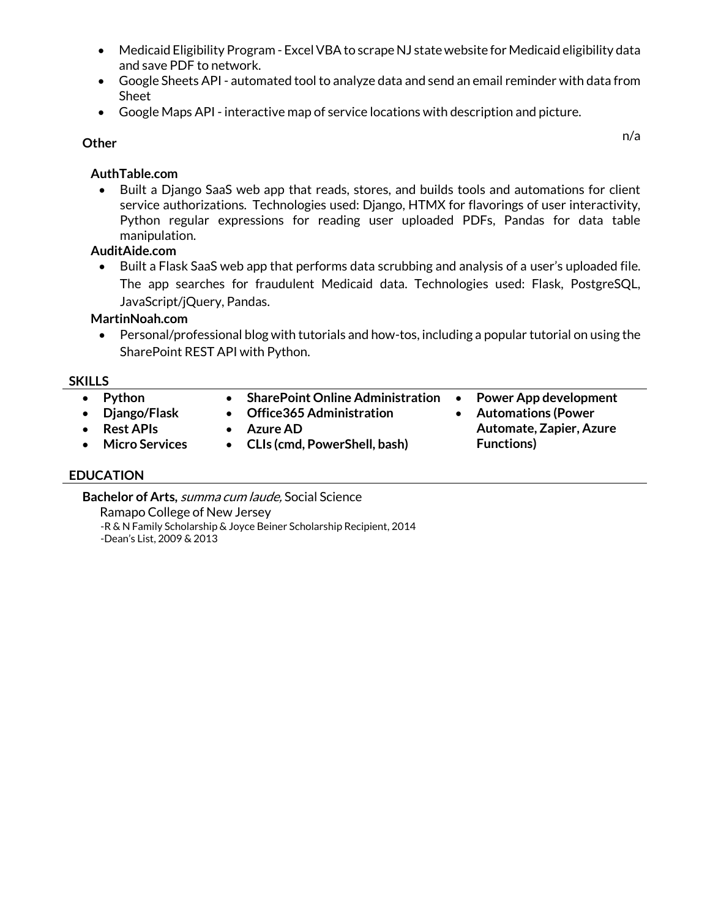- Medicaid Eligibility Program - Excel VBA to scrape NJ state website for Medicaid eligibility data and save PDF to network.
- Google Sheets API - automated tool to analyze data and send an email reminder with data from Sheet
- Google Maps API - interactive map of service locations with description and picture.

**Other** n/a

**AuthTable.com**

- Built a Django SaaS web app that reads, stores, and builds tools and automations for client service authorizations. Technologies used: Django, HTMX for flavorings of user interactivity, Python regular expressions for reading user uploaded PDFs, Pandas for data table manipulation.

**AuditAide.com**

- Built a Flask SaaS web app that performs data scrubbing and analysis of a user's uploaded file. The app searches for fraudulent Medicaid data. Technologies used: Flask, PostgreSQL, JavaScript/jQuery, Pandas.

**MartinNoah.com**

- Personal/professional blog with tutorials and how-tos, including a popular tutorial on using the SharePoint REST API with Python.

## SKILLS

- **Python**
- **Django/Flask**
- **Rest APIs**
- **Micro Services**
- **SharePoint Online Administration**
- **Office365 Administration**
- **Azure AD**
- **CLIs (cmd, PowerShell, bash)**
- **Power App development**
- **Automations (Power Automate, Zapier, Azure Functions)**

## EDUCATION

**Bachelor of Arts,** *summa cum laude,* Social Science
Ramapo College of New Jersey
-R & N Family Scholarship & Joyce Beiner Scholarship Recipient, 2014
-Dean's List, 2009 & 2013